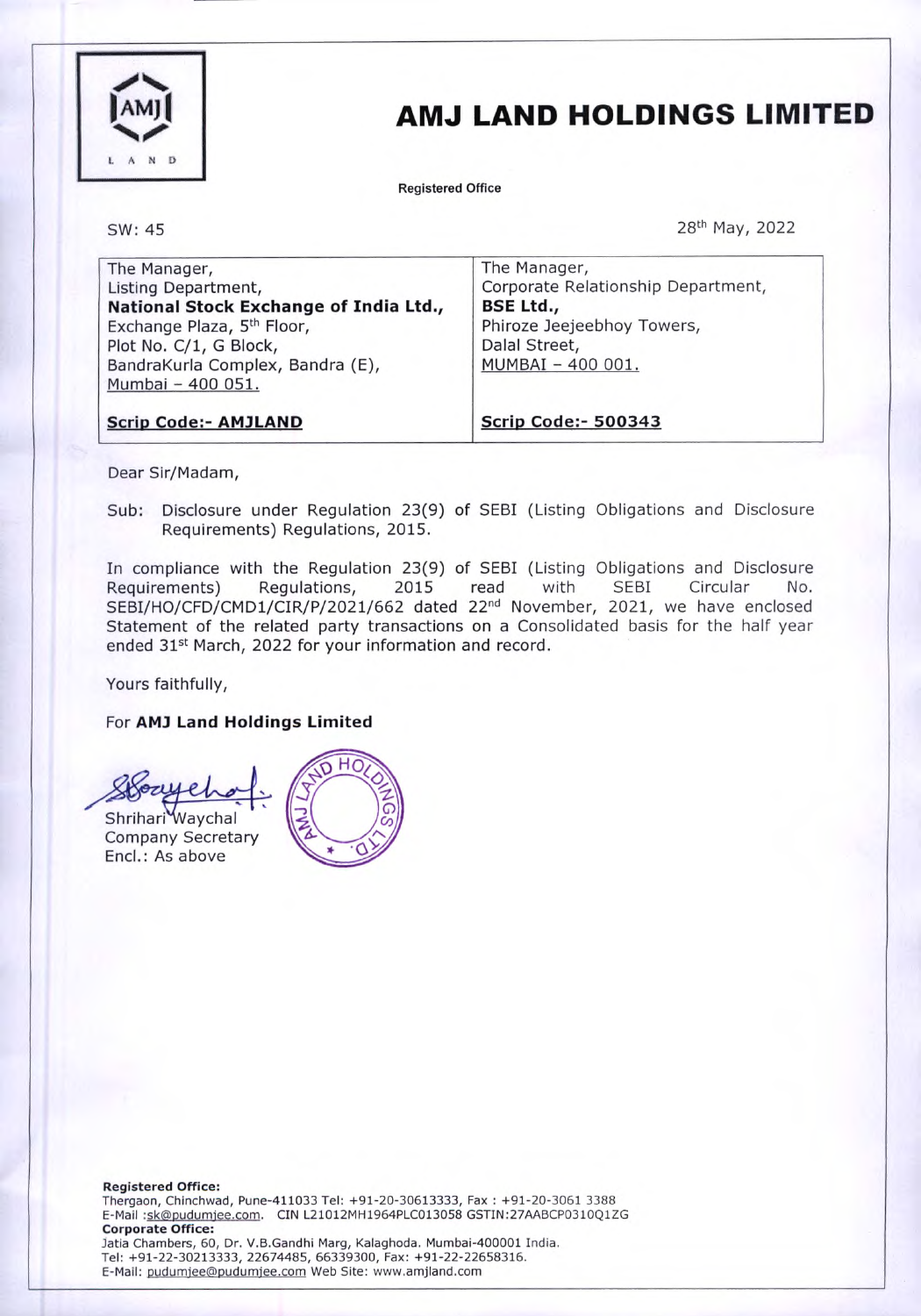# AMJ LAND HOLDINGS LIMITED

Registered Office

SW: 45

28th May, 2022

| The Manager,<br>Listing Department,<br>**National Stock Exchange of India Ltd.,**<br>Exchange Plaza, 5th Floor,<br>Plot No. C/1, G Block,<br>BandraKurla Complex, Bandra (E),<br>Mumbai – 400 051. | The Manager,<br>Corporate Relationship Department,<br>**BSE Ltd.,**<br>Phiroze Jeejeebhoy Towers,<br>Dalal Street,<br>MUMBAI – 400 001. |
|---|---|
| **Scrip Code:- AMJLAND** | **Scrip Code:- 500343** |

Dear Sir/Madam,

Sub: Disclosure under Regulation 23(9) of SEBI (Listing Obligations and Disclosure Requirements) Regulations, 2015.

In compliance with the Regulation 23(9) of SEBI (Listing Obligations and Disclosure Requirements) Regulations, 2015 read with SEBI Circular No. SEBI/HO/CFD/CMD1/CIR/P/2021/662 dated 22nd November, 2021, we have enclosed Statement of the related party transactions on a Consolidated basis for the half year ended 31st March, 2022 for your information and record.

Yours faithfully,

For **AMJ Land Holdings Limited**

Shrihari Waychal
Company Secretary
Encl.: As above

**Registered Office:**
Thergaon, Chinchwad, Pune-411033 Tel: +91-20-30613333, Fax : +91-20-3061 3388
E-Mail :sk@pudumjee.com. CIN L21012MH1964PLC013058 GSTIN:27AABCP0310Q1ZG
**Corporate Office:**
Jatia Chambers, 60, Dr. V.B.Gandhi Marg, Kalaghoda. Mumbai-400001 India.
Tel: +91-22-30213333, 22674485, 66339300, Fax: +91-22-22658316.
E-Mail: pudumjee@pudumjee.com Web Site: www.amjland.com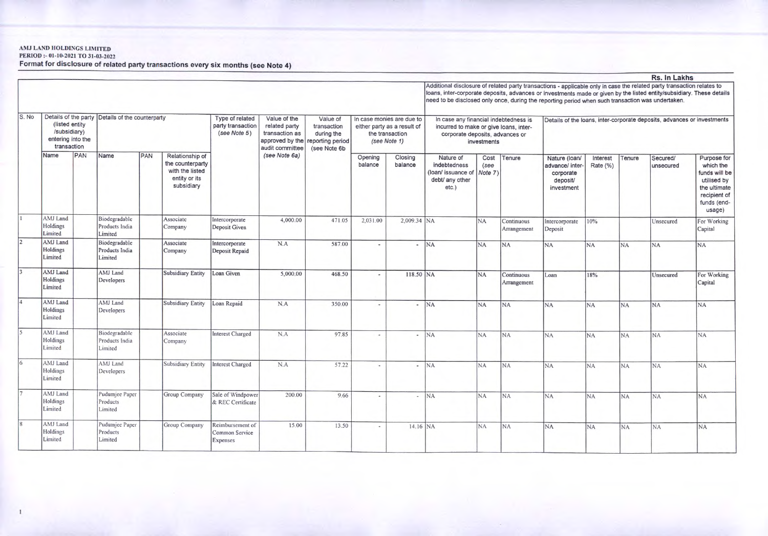**AMJ LAND HOLDINGS LIMITED**
**PERIOD :- 01-10-2021 TO 31-03-2022**

## Format for disclosure of related party transactions every six months (see Note 4)

**Rs. In Lakhs**

| S. No | Details of the party (listed entity /subsidiary) entering into the transaction | | Details of the counterparty | | | Type of related party transaction (see Note 5) | Value of the related party transaction as approved by the audit committee (see Note 6a) | Value of transaction during the reporting period (see Note 6b) | In case monies are due to either party as a result of the transaction (see Note 1) | | Additional disclosure of related party transactions - applicable only in case the related party transaction relates to loans, inter-corporate deposits, advances or investments made or given by the listed entity/subsidiary. These details need to be disclosed only once, during the reporting period when such transaction was undertaken. In case any financial indebtedness is incurred to make or give loans, inter-corporate deposits, advances or investments | | | Details of the loans, inter-corporate deposits, advances or investments | | | | |
|---|---|---|---|---|---|---|---|---|---|---|---|---|---|---|---|---|---|---|
| | Name | PAN | Name | PAN | Relationship of the counterparty with the listed entity or its subsidiary | | | | Opening balance | Closing balance | Nature of indebtedness (loan/ issuance of debt/ any other etc.) | Cost (see Note 7) | Tenure | Nature (loan/ advance/ inter-corporate deposit/ investment | Interest Rate (%) | Tenure | Secured/ unsecured | Purpose for which the funds will be utilised by the ultimate recipient of funds (end-usage) |
| 1 | AMJ Land Holdings Limited | | Biodegradable Products India Limited | | Associate Company | Intercorporate Deposit Given | 4,000.00 | 471.05 | 2,031.00 | 2,009.34 | NA | NA | Continuous Arrangement | Intercorporate Deposit | 10% | | Unsecured | For Working Capital |
| 2 | AMJ Land Holdings Limited | | Biodegradable Products India Limited | | Associate Company | Intercorporate Deposit Repaid | N.A | 587.00 | - | - | NA | NA | NA | NA | NA | NA | NA | NA |
| 3 | AMJ Land Holdings Limited | | AMJ Land Developers | | Subsidiary Entity | Loan Given | 5,000.00 | 468.50 | - | 118.50 | NA | NA | Continuous Arrangement | Loan | 18% | | Unsecured | For Working Capital |
| 4 | AMJ Land Holdings Limited | | AMJ Land Developers | | Subsidiary Entity | Loan Repaid | N.A | 350.00 | - | - | NA | NA | NA | NA | NA | NA | NA | NA |
| 5 | AMJ Land Holdings Limited | | Biodegradable Products India Limited | | Associate Company | Interest Charged | N.A | 97.85 | - | - | NA | NA | NA | NA | NA | NA | NA | NA |
| 6 | AMJ Land Holdings Limited | | AMJ Land Developers | | Subsidiary Entity | Interest Charged | N.A | 57.22 | - | - | NA | NA | NA | NA | NA | NA | NA | NA |
| 7 | AMJ Land Holdings Limited | | Pudumjee Paper Products Limited | | Group Company | Sale of Windpower & REC Certificate | 200.00 | 9.66 | - | - | NA | NA | NA | NA | NA | NA | NA | NA |
| 8 | AMJ Land Holdings Limited | | Pudumjee Paper Products Limited | | Group Company | Reimbursement of Common Service Expenses | 15.00 | 13.50 | - | 14.16 | NA | NA | NA | NA | NA | NA | NA | NA |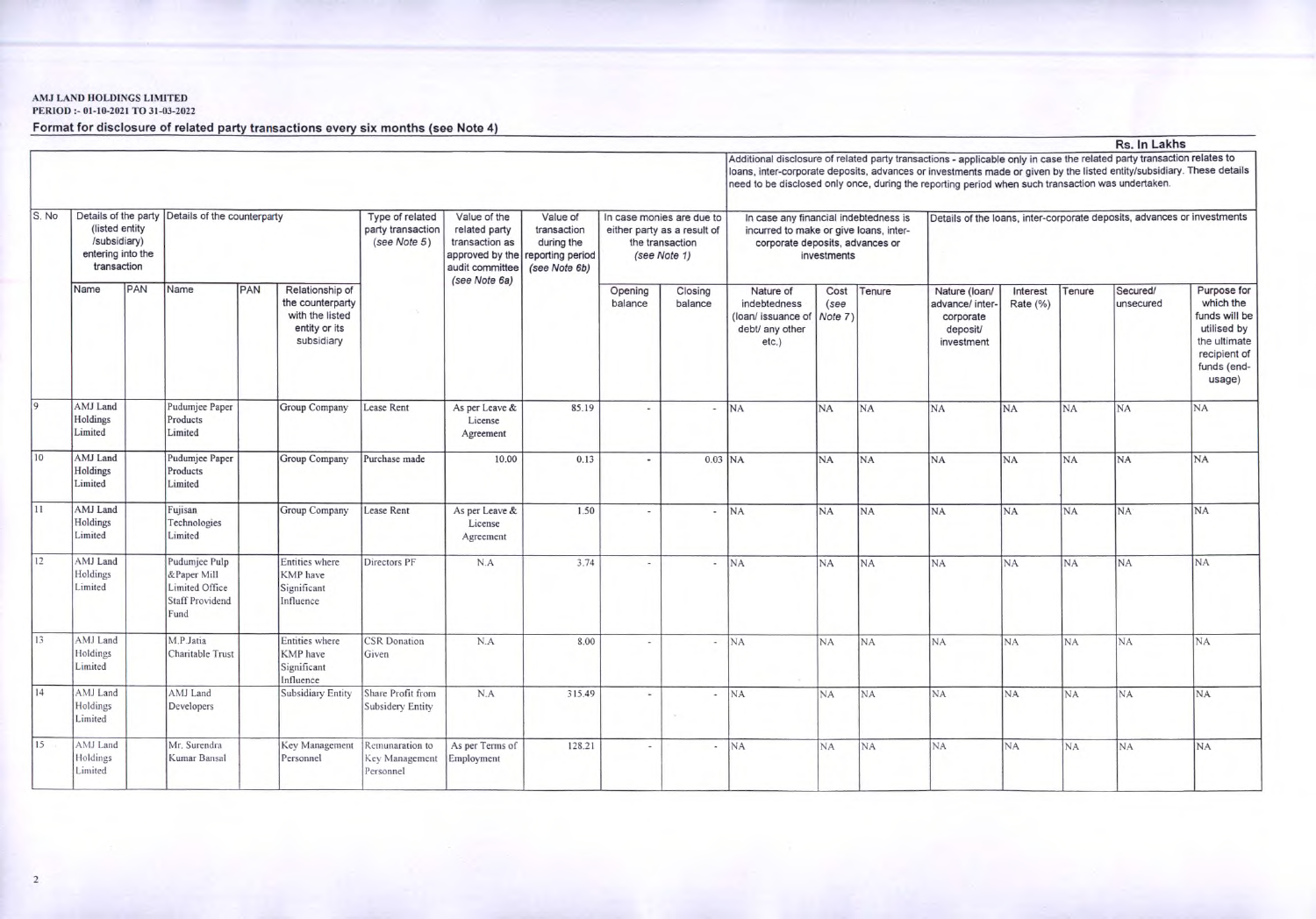**AMJ LAND HOLDINGS LIMITED**
**PERIOD :- 01-10-2021 TO 31-03-2022**

## Format for disclosure of related party transactions every six months (see Note 4)

Rs. In Lakhs

| S. No | Details of the party (listed entity /subsidiary) entering into the transaction | | Details of the counterparty | | | Type of related party transaction (see Note 5) | Value of the related party transaction as approved by the audit committee (see Note 6a) | Value of transaction during the reporting period (see Note 6b) | In case monies are due to either party as a result of the transaction (see Note 1) | | Additional disclosure of related party transactions - applicable only in case the related party transaction relates to loans, inter-corporate deposits, advances or investments made or given by the listed entity/subsidiary. These details need to be disclosed only once, during the reporting period when such transaction was undertaken. In case any financial indebtedness is incurred to make or give loans, inter-corporate deposits, advances or investments | | | Details of the loans, inter-corporate deposits, advances or investments | | | | |
|---|---|---|---|---|---|---|---|---|---|---|---|---|---|---|---|---|---|---|
| | Name | PAN | Name | PAN | Relationship of the counterparty with the listed entity or its subsidiary | | | | Opening balance | Closing balance | Nature of indebtedness (loan/ issuance of debt/ any other etc.) | Cost (see Note 7) | Tenure | Nature (loan/ advance/ inter-corporate deposit/ investment | Interest Rate (%) | Tenure | Secured/ unsecured | Purpose for which the funds will be utilised by the ultimate recipient of funds (end-usage) |
| 9 | AMJ Land Holdings Limited | | Pudumjee Paper Products Limited | | Group Company | Lease Rent | As per Leave & License Agreement | 85.19 | - | - | NA | NA | NA | NA | NA | NA | NA | NA |
| 10 | AMJ Land Holdings Limited | | Pudumjee Paper Products Limited | | Group Company | Purchase made | 10.00 | 0.13 | - | 0.03 | NA | NA | NA | NA | NA | NA | NA | NA |
| 11 | AMJ Land Holdings Limited | | Fujisan Technologies Limited | | Group Company | Lease Rent | As per Leave & License Agreement | 1.50 | - | - | NA | NA | NA | NA | NA | NA | NA | NA |
| 12 | AMJ Land Holdings Limited | | Pudumjee Pulp &Paper Mill Limited Office Staff Providend Fund | | Entities where KMP have Significant Influence | Directors PF | N.A | 3.74 | - | - | NA | NA | NA | NA | NA | NA | NA | NA |
| 13 | AMJ Land Holdings Limited | | M.P.Jatia Charitable Trust | | Entities where KMP have Significant Influence | CSR Donation Given | N.A | 8.00 | - | - | NA | NA | NA | NA | NA | NA | NA | NA |
| 14 | AMJ Land Holdings Limited | | AMJ Land Developers | | Subsidiary Entity | Share Profit from Subsidery Entity | N.A | 315.49 | - | - | NA | NA | NA | NA | NA | NA | NA | NA |
| 15 | AMJ Land Holdings Limited | | Mr. Surendra Kumar Bansal | | Key Management Personnel | Remunaration to Key Management Personnel | As per Terms of Employment | 128.21 | - | - | NA | NA | NA | NA | NA | NA | NA | NA |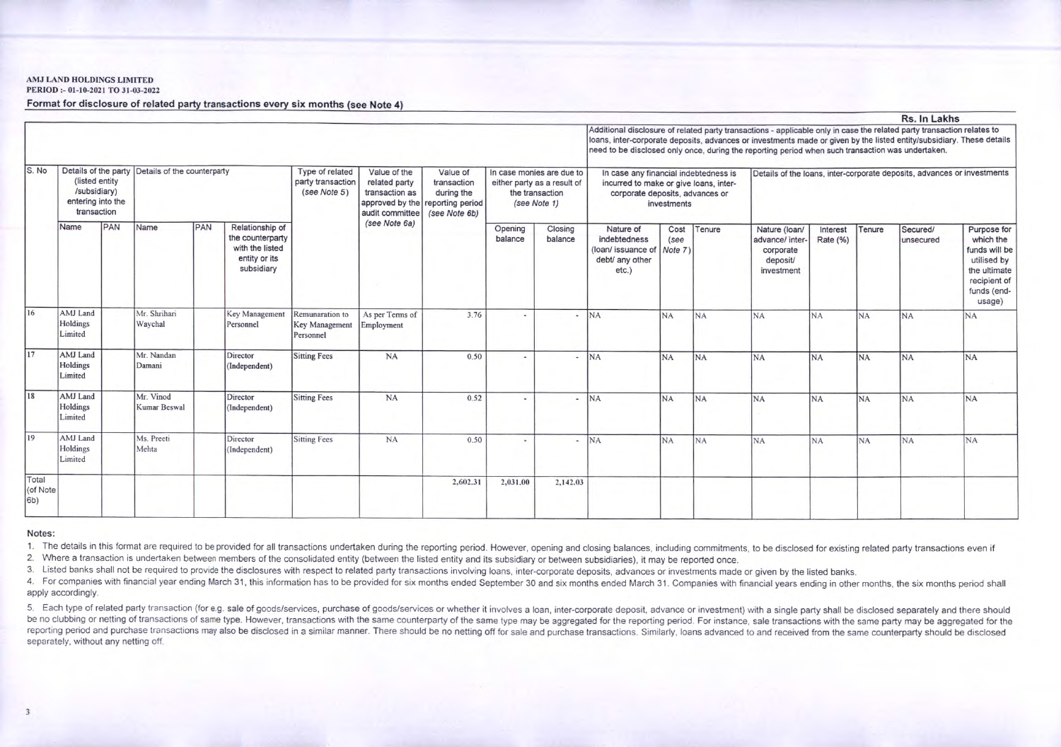**AMJ LAND HOLDINGS LIMITED**
**PERIOD :- 01-10-2021 TO 31-03-2022**

## Format for disclosure of related party transactions every six months (see Note 4)

Rs. In Lakhs

| S. No | Details of the party (listed entity /subsidiary) entering into the transaction | | Details of the counterparty | | | Type of related party transaction (see Note 5) | Value of the related party transaction as approved by the audit committee (see Note 6a) | Value of transaction during the reporting period (see Note 6b) | In case monies are due to either party as a result of the transaction (see Note 1) | | Additional disclosure of related party transactions - applicable only in case the related party transaction relates to loans, inter-corporate deposits, advances or investments made or given by the listed entity/subsidiary. These details need to be disclosed only once, during the reporting period when such transaction was undertaken. In case any financial indebtedness is incurred to make or give loans, inter-corporate deposits, advances or investments | | | Details of the loans, inter-corporate deposits, advances or investments | | | | |
|---|---|---|---|---|---|---|---|---|---|---|---|---|---|---|---|---|---|---|
| | Name | PAN | Name | PAN | Relationship of the counterparty with the listed entity or its subsidiary | | | | Opening balance | Closing balance | Nature of indebtedness (loan/ issuance of debt/ any other etc.) | Cost (see Note 7) | Tenure | Nature (loan/ advance/ inter-corporate deposit/ investment | Interest Rate (%) | Tenure | Secured/ unsecured | Purpose for which the funds will be utilised by the ultimate recipient of funds (end-usage) |
| 16 | AMJ Land Holdings Limited | | Mr. Shrihari Waychal | | Key Management Personnel | Remunaration to Key Management Personnel | As per Terms of Employment | 3.76 | - | - | NA | NA | NA | NA | NA | NA | NA | NA |
| 17 | AMJ Land Holdings Limited | | Mr. Nandan Damani | | Director (Independent) | Sitting Fees | NA | 0.50 | - | - | NA | NA | NA | NA | NA | NA | NA | NA |
| 18 | AMJ Land Holdings Limited | | Mr. Vinod Kumar Beswal | | Director (Independent) | Sitting Fees | NA | 0.52 | - | - | NA | NA | NA | NA | NA | NA | NA | NA |
| 19 | AMJ Land Holdings Limited | | Ms. Preeti Mehta | | Director (Independent) | Sitting Fees | NA | 0.50 | - | - | NA | NA | NA | NA | NA | NA | NA | NA |
| Total (of Note 6b) | | | | | | | | 2,602.31 | 2,031.00 | 2,142.03 | | | | | | | | |

**Notes:**

1. The details in this format are required to be provided for all transactions undertaken during the reporting period. However, opening and closing balances, including commitments, to be disclosed for existing related party transactions even if
2. Where a transaction is undertaken between members of the consolidated entity (between the listed entity and its subsidiary or between subsidiaries), it may be reported once.
3. Listed banks shall not be required to provide the disclosures with respect to related party transactions involving loans, inter-corporate deposits, advances or investments made or given by the listed banks.
4. For companies with financial year ending March 31, this information has to be provided for six months ended September 30 and six months ended March 31. Companies with financial years ending in other months, the six months period shall apply accordingly.
5. Each type of related party transaction (for e.g. sale of goods/services, purchase of goods/services or whether it involves a loan, inter-corporate deposit, advance or investment) with a single party shall be disclosed separately and there should be no clubbing or netting of transactions of same type. However, transactions with the same counterparty of the same type may be aggregated for the reporting period. For instance, sale transactions with the same party may be aggregated for the reporting period and purchase transactions may also be disclosed in a similar manner. There should be no netting off for sale and purchase transactions. Similarly, loans advanced to and received from the same counterparty should be disclosed separately, without any netting off.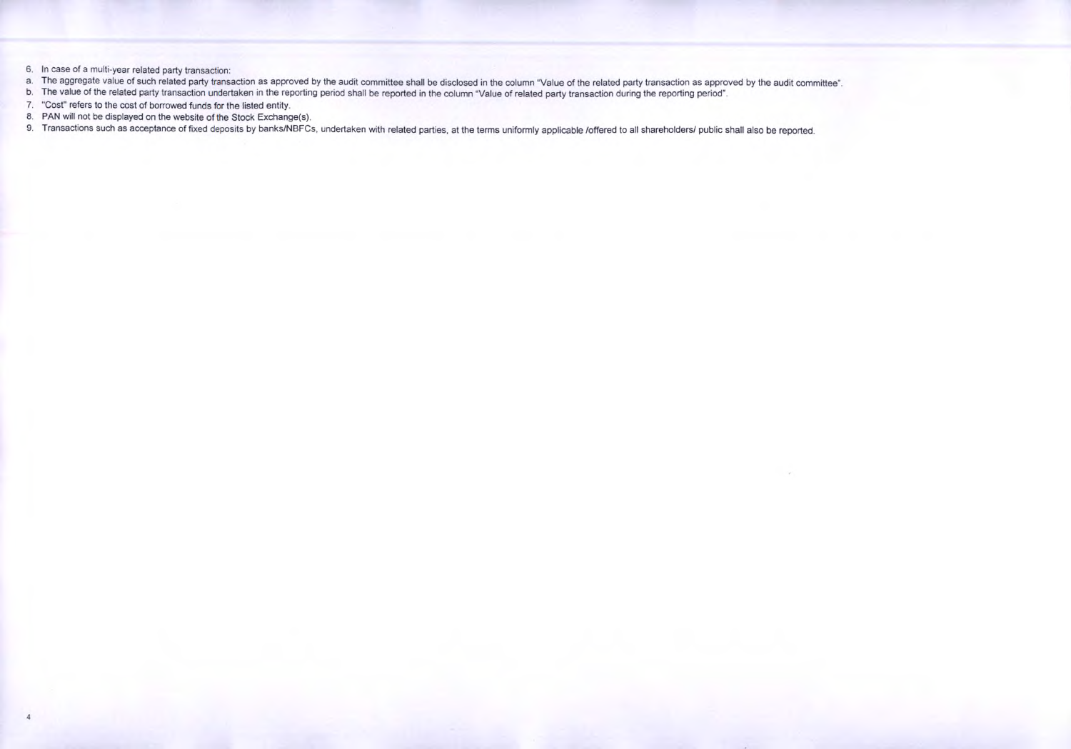6. In case of a multi-year related party transaction:

a. The aggregate value of such related party transaction as approved by the audit committee shall be disclosed in the column "Value of the related party transaction as approved by the audit committee".

b. The value of the related party transaction undertaken in the reporting period shall be reported in the column "Value of related party transaction during the reporting period".

7. "Cost" refers to the cost of borrowed funds for the listed entity.

8. PAN will not be displayed on the website of the Stock Exchange(s).

9. Transactions such as acceptance of fixed deposits by banks/NBFCs, undertaken with related parties, at the terms uniformly applicable /offered to all shareholders/ public shall also be reported.